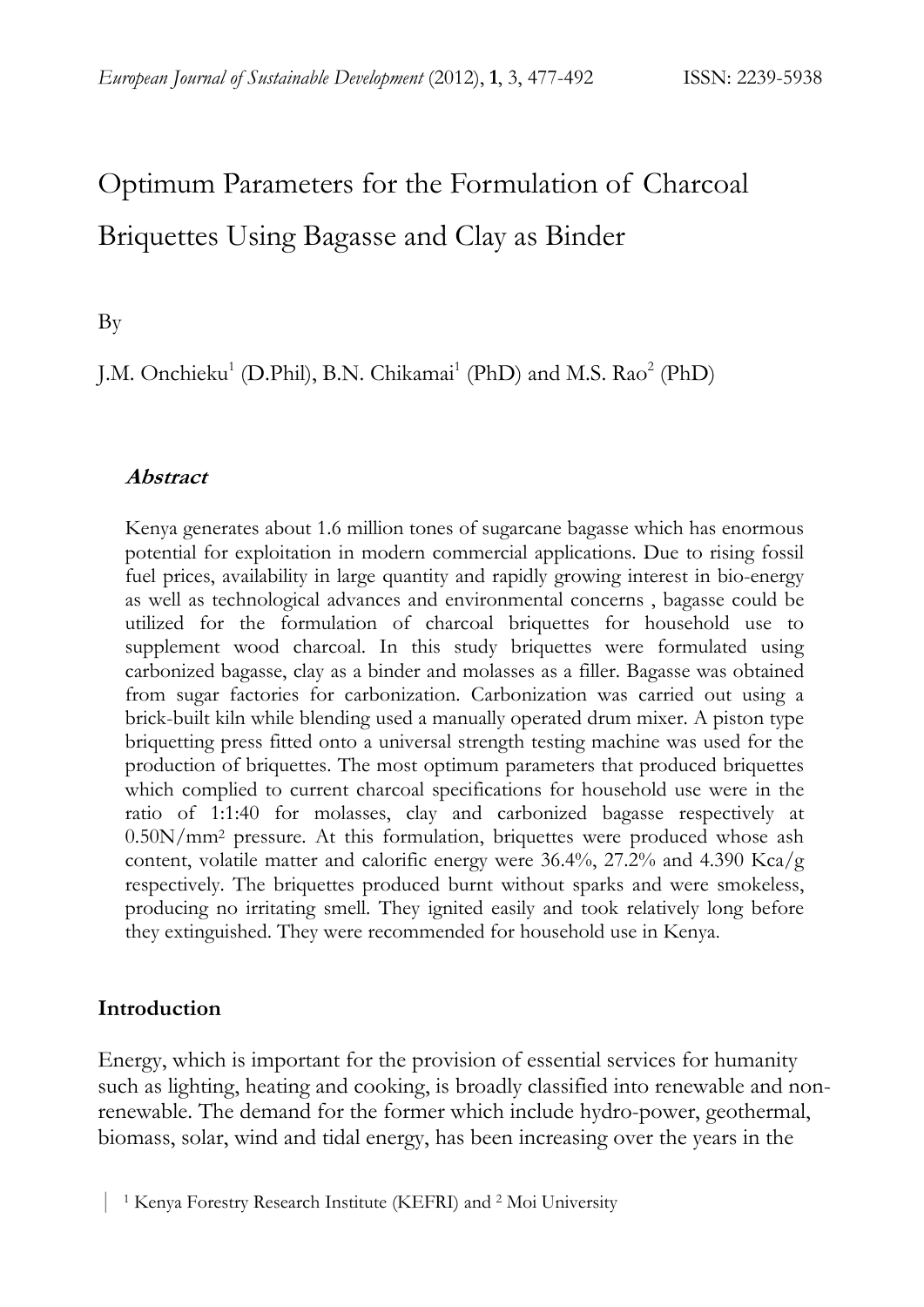# Optimum Parameters for the Formulation of Charcoal Briquettes Using Bagasse and Clay as Binder

By

J.M. Onchieku[1] (D.Phil), B.N. Chikamai[1] (PhD) and M.S. Rao[2] (PhD)

### *Abstract*

Kenya generates about 1.6 million tones of sugarcane bagasse which has enormous potential for exploitation in modern commercial applications. Due to rising fossil fuel prices, availability in large quantity and rapidly growing interest in bio-energy as well as technological advances and environmental concerns , bagasse could be utilized for the formulation of charcoal briquettes for household use to supplement wood charcoal. In this study briquettes were formulated using carbonized bagasse, clay as a binder and molasses as a filler. Bagasse was obtained from sugar factories for carbonization. Carbonization was carried out using a brick-built kiln while blending used a manually operated drum mixer. A piston type briquetting press fitted onto a universal strength testing machine was used for the production of briquettes. The most optimum parameters that produced briquettes which complied to current charcoal specifications for household use were in the ratio of 1:1:40 for molasses, clay and carbonized bagasse respectively at 0.50N/mm$^2$ pressure. At this formulation, briquettes were produced whose ash content, volatile matter and calorific energy were 36.4%, 27.2% and 4.390 Kca/g respectively. The briquettes produced burnt without sparks and were smokeless, producing no irritating smell. They ignited easily and took relatively long before they extinguished. They were recommended for household use in Kenya.

## Introduction

Energy, which is important for the provision of essential services for humanity such as lighting, heating and cooking, is broadly classified into renewable and non-renewable. The demand for the former which include hydro-power, geothermal, biomass, solar, wind and tidal energy, has been increasing over the years in the

[1] Kenya Forestry Research Institute (KEFRI) and [2] Moi University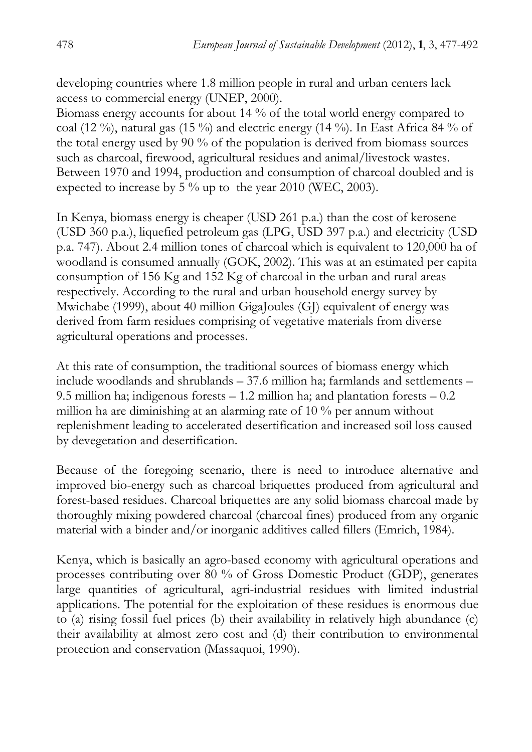developing countries where 1.8 million people in rural and urban centers lack access to commercial energy (UNEP, 2000).

Biomass energy accounts for about 14 % of the total world energy compared to coal (12 %), natural gas (15 %) and electric energy (14 %). In East Africa 84 % of the total energy used by 90 % of the population is derived from biomass sources such as charcoal, firewood, agricultural residues and animal/livestock wastes. Between 1970 and 1994, production and consumption of charcoal doubled and is expected to increase by 5 % up to the year 2010 (WEC, 2003).

In Kenya, biomass energy is cheaper (USD 261 p.a.) than the cost of kerosene (USD 360 p.a.), liquefied petroleum gas (LPG, USD 397 p.a.) and electricity (USD p.a. 747). About 2.4 million tones of charcoal which is equivalent to 120,000 ha of woodland is consumed annually (GOK, 2002). This was at an estimated per capita consumption of 156 Kg and 152 Kg of charcoal in the urban and rural areas respectively. According to the rural and urban household energy survey by Mwichabe (1999), about 40 million GigaJoules (GJ) equivalent of energy was derived from farm residues comprising of vegetative materials from diverse agricultural operations and processes.

At this rate of consumption, the traditional sources of biomass energy which include woodlands and shrublands – 37.6 million ha; farmlands and settlements – 9.5 million ha; indigenous forests – 1.2 million ha; and plantation forests – 0.2 million ha are diminishing at an alarming rate of 10 % per annum without replenishment leading to accelerated desertification and increased soil loss caused by devegetation and desertification.

Because of the foregoing scenario, there is need to introduce alternative and improved bio-energy such as charcoal briquettes produced from agricultural and forest-based residues. Charcoal briquettes are any solid biomass charcoal made by thoroughly mixing powdered charcoal (charcoal fines) produced from any organic material with a binder and/or inorganic additives called fillers (Emrich, 1984).

Kenya, which is basically an agro-based economy with agricultural operations and processes contributing over 80 % of Gross Domestic Product (GDP), generates large quantities of agricultural, agri-industrial residues with limited industrial applications. The potential for the exploitation of these residues is enormous due to (a) rising fossil fuel prices (b) their availability in relatively high abundance (c) their availability at almost zero cost and (d) their contribution to environmental protection and conservation (Massaquoi, 1990).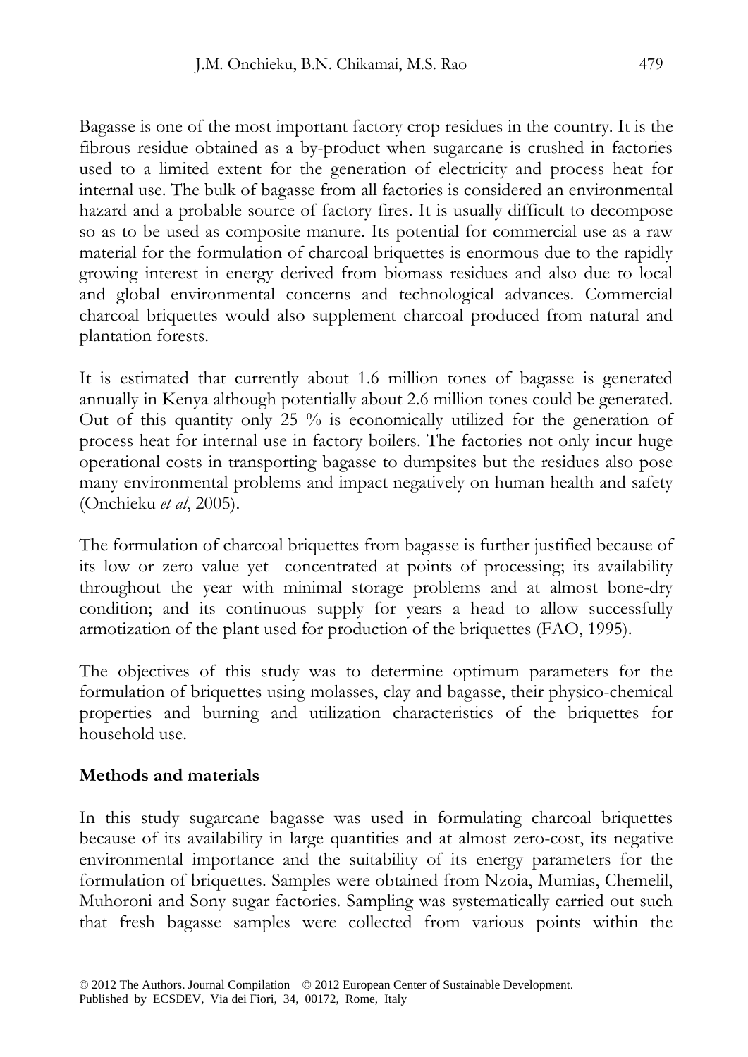Bagasse is one of the most important factory crop residues in the country. It is the fibrous residue obtained as a by-product when sugarcane is crushed in factories used to a limited extent for the generation of electricity and process heat for internal use. The bulk of bagasse from all factories is considered an environmental hazard and a probable source of factory fires. It is usually difficult to decompose so as to be used as composite manure. Its potential for commercial use as a raw material for the formulation of charcoal briquettes is enormous due to the rapidly growing interest in energy derived from biomass residues and also due to local and global environmental concerns and technological advances. Commercial charcoal briquettes would also supplement charcoal produced from natural and plantation forests.

It is estimated that currently about 1.6 million tones of bagasse is generated annually in Kenya although potentially about 2.6 million tones could be generated. Out of this quantity only 25 % is economically utilized for the generation of process heat for internal use in factory boilers. The factories not only incur huge operational costs in transporting bagasse to dumpsites but the residues also pose many environmental problems and impact negatively on human health and safety (Onchieku *et al*, 2005).

The formulation of charcoal briquettes from bagasse is further justified because of its low or zero value yet concentrated at points of processing; its availability throughout the year with minimal storage problems and at almost bone-dry condition; and its continuous supply for years a head to allow successfully armotization of the plant used for production of the briquettes (FAO, 1995).

The objectives of this study was to determine optimum parameters for the formulation of briquettes using molasses, clay and bagasse, their physico-chemical properties and burning and utilization characteristics of the briquettes for household use.

## Methods and materials

In this study sugarcane bagasse was used in formulating charcoal briquettes because of its availability in large quantities and at almost zero-cost, its negative environmental importance and the suitability of its energy parameters for the formulation of briquettes. Samples were obtained from Nzoia, Mumias, Chemelil, Muhoroni and Sony sugar factories. Sampling was systematically carried out such that fresh bagasse samples were collected from various points within the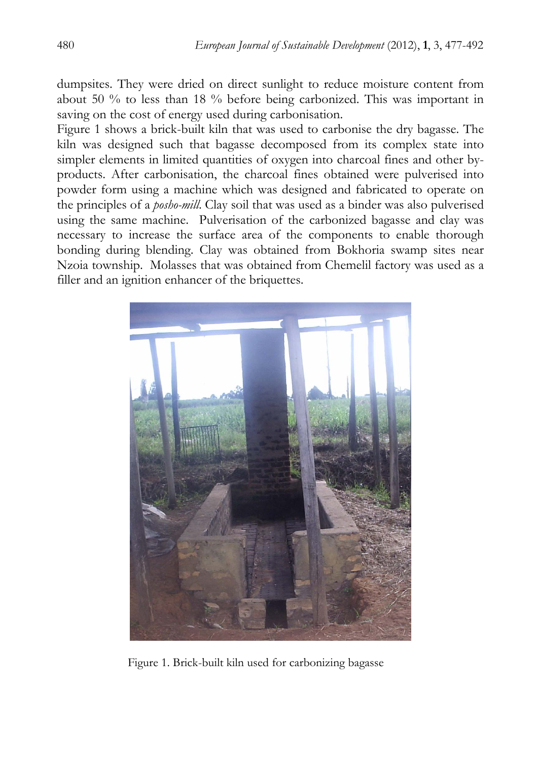dumpsites. They were dried on direct sunlight to reduce moisture content from about 50 % to less than 18 % before being carbonized. This was important in saving on the cost of energy used during carbonisation.

Figure 1 shows a brick-built kiln that was used to carbonise the dry bagasse. The kiln was designed such that bagasse decomposed from its complex state into simpler elements in limited quantities of oxygen into charcoal fines and other by-products. After carbonisation, the charcoal fines obtained were pulverised into powder form using a machine which was designed and fabricated to operate on the principles of a *posho-mill*. Clay soil that was used as a binder was also pulverised using the same machine. Pulverisation of the carbonized bagasse and clay was necessary to increase the surface area of the components to enable thorough bonding during blending. Clay was obtained from Bokhoria swamp sites near Nzoia township. Molasses that was obtained from Chemelil factory was used as a filler and an ignition enhancer of the briquettes.

Figure 1. Brick-built kiln used for carbonizing bagasse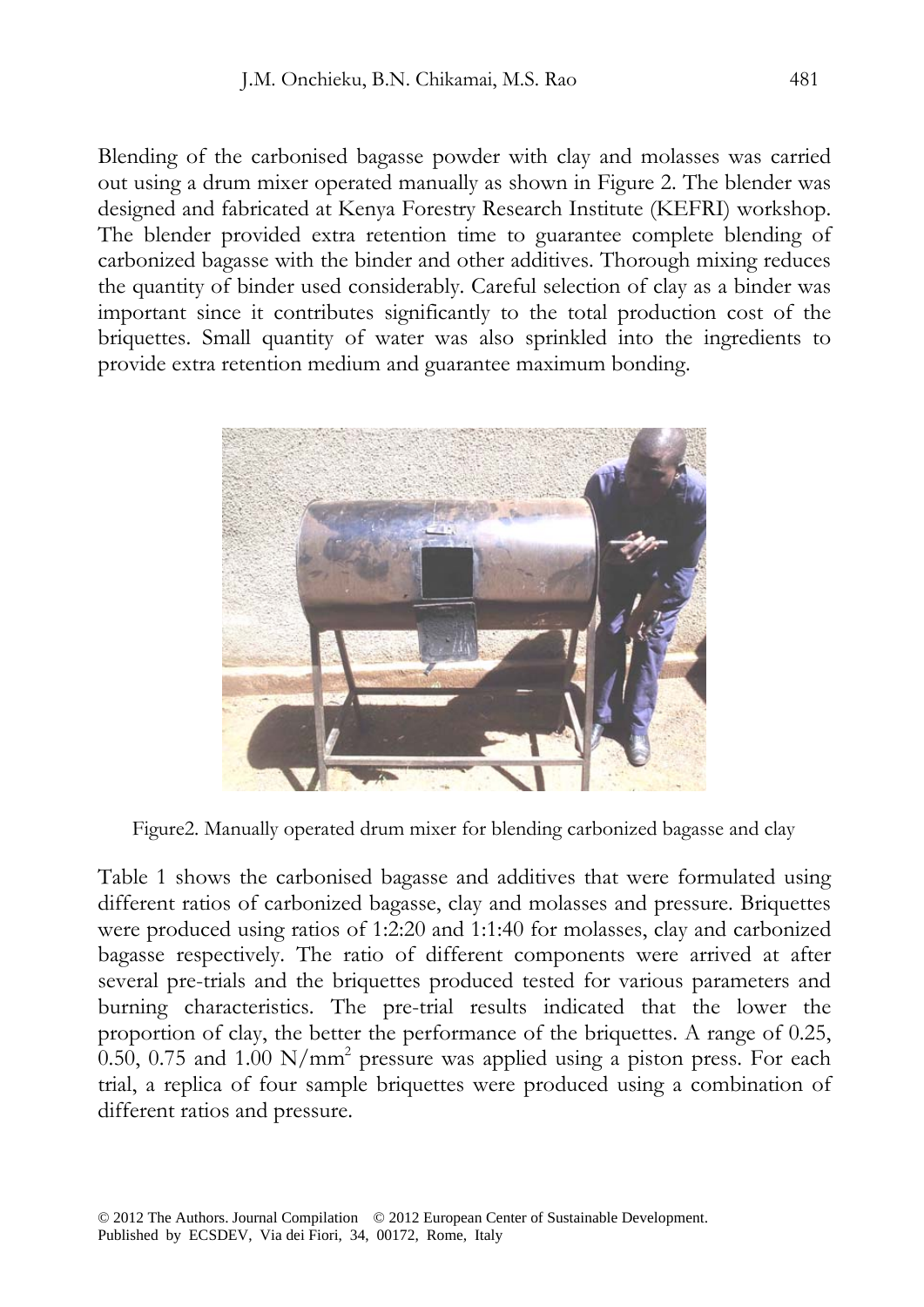Blending of the carbonised bagasse powder with clay and molasses was carried out using a drum mixer operated manually as shown in Figure 2. The blender was designed and fabricated at Kenya Forestry Research Institute (KEFRI) workshop. The blender provided extra retention time to guarantee complete blending of carbonized bagasse with the binder and other additives. Thorough mixing reduces the quantity of binder used considerably. Careful selection of clay as a binder was important since it contributes significantly to the total production cost of the briquettes. Small quantity of water was also sprinkled into the ingredients to provide extra retention medium and guarantee maximum bonding.

Figure2. Manually operated drum mixer for blending carbonized bagasse and clay

Table 1 shows the carbonised bagasse and additives that were formulated using different ratios of carbonized bagasse, clay and molasses and pressure. Briquettes were produced using ratios of 1:2:20 and 1:1:40 for molasses, clay and carbonized bagasse respectively. The ratio of different components were arrived at after several pre-trials and the briquettes produced tested for various parameters and burning characteristics. The pre-trial results indicated that the lower the proportion of clay, the better the performance of the briquettes. A range of 0.25, 0.50, 0.75 and 1.00 $N/mm^2$ pressure was applied using a piston press. For each trial, a replica of four sample briquettes were produced using a combination of different ratios and pressure.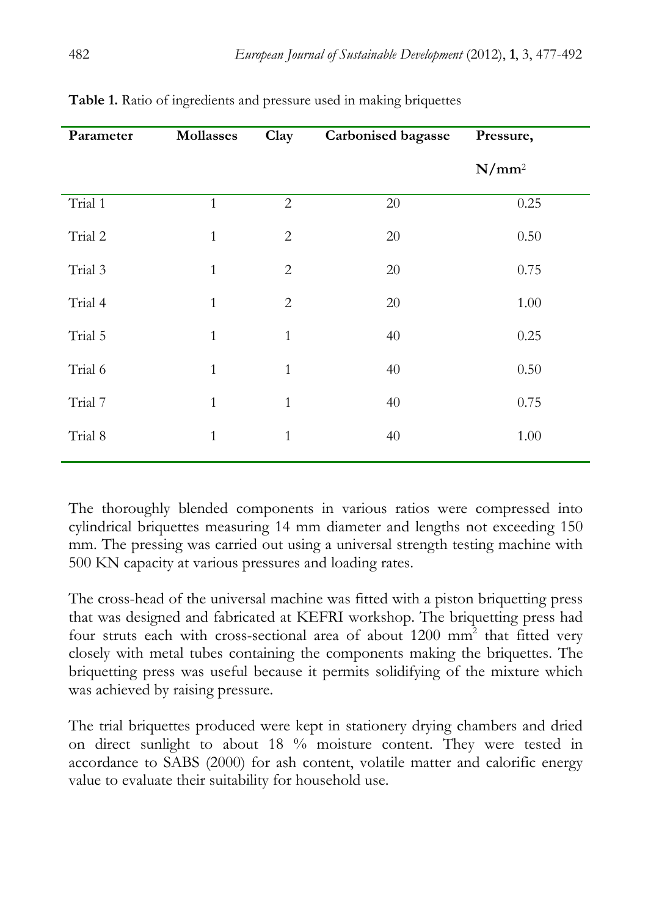**Table 1.** Ratio of ingredients and pressure used in making briquettes

| Parameter | Mollasses | Clay | Carbonised bagasse | Pressure, $N/mm^2$ |
|---|---|---|---|---|
| Trial 1 | 1 | 2 | 20 | 0.25 |
| Trial 2 | 1 | 2 | 20 | 0.50 |
| Trial 3 | 1 | 2 | 20 | 0.75 |
| Trial 4 | 1 | 2 | 20 | 1.00 |
| Trial 5 | 1 | 1 | 40 | 0.25 |
| Trial 6 | 1 | 1 | 40 | 0.50 |
| Trial 7 | 1 | 1 | 40 | 0.75 |
| Trial 8 | 1 | 1 | 40 | 1.00 |

The thoroughly blended components in various ratios were compressed into cylindrical briquettes measuring 14 mm diameter and lengths not exceeding 150 mm. The pressing was carried out using a universal strength testing machine with 500 KN capacity at various pressures and loading rates.

The cross-head of the universal machine was fitted with a piston briquetting press that was designed and fabricated at KEFRI workshop. The briquetting press had four struts each with cross-sectional area of about 1200 $mm^2$ that fitted very closely with metal tubes containing the components making the briquettes. The briquetting press was useful because it permits solidifying of the mixture which was achieved by raising pressure.

The trial briquettes produced were kept in stationery drying chambers and dried on direct sunlight to about 18 % moisture content. They were tested in accordance to SABS (2000) for ash content, volatile matter and calorific energy value to evaluate their suitability for household use.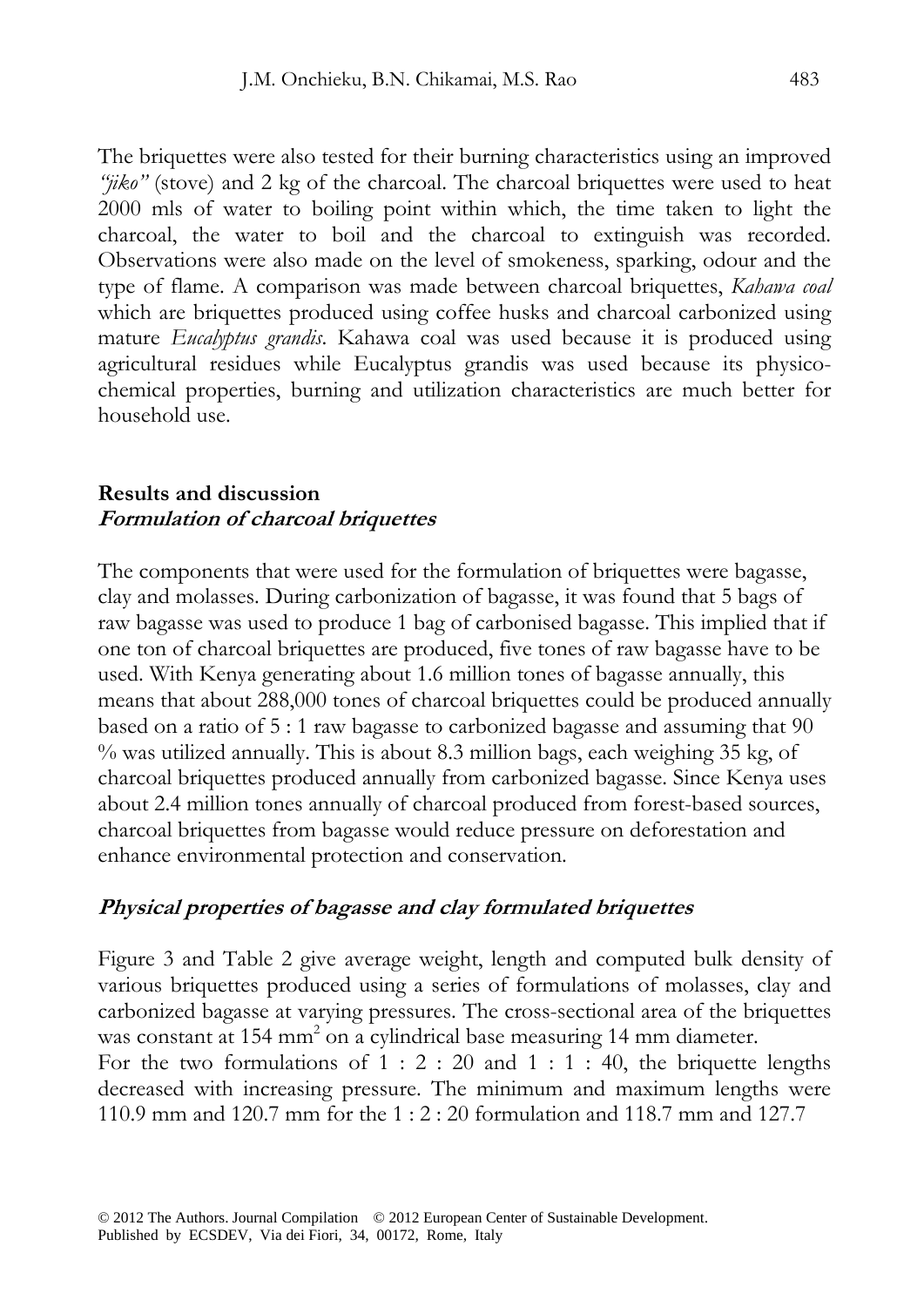The briquettes were also tested for their burning characteristics using an improved *"jiko"* (stove) and 2 kg of the charcoal. The charcoal briquettes were used to heat 2000 mls of water to boiling point within which, the time taken to light the charcoal, the water to boil and the charcoal to extinguish was recorded. Observations were also made on the level of smokeness, sparking, odour and the type of flame. A comparison was made between charcoal briquettes, *Kahawa coal* which are briquettes produced using coffee husks and charcoal carbonized using mature *Eucalyptus grandis*. Kahawa coal was used because it is produced using agricultural residues while Eucalyptus grandis was used because its physico-chemical properties, burning and utilization characteristics are much better for household use.

## Results and discussion

### *Formulation of charcoal briquettes*

The components that were used for the formulation of briquettes were bagasse, clay and molasses. During carbonization of bagasse, it was found that 5 bags of raw bagasse was used to produce 1 bag of carbonised bagasse. This implied that if one ton of charcoal briquettes are produced, five tones of raw bagasse have to be used. With Kenya generating about 1.6 million tones of bagasse annually, this means that about 288,000 tones of charcoal briquettes could be produced annually based on a ratio of 5 : 1 raw bagasse to carbonized bagasse and assuming that 90 % was utilized annually. This is about 8.3 million bags, each weighing 35 kg, of charcoal briquettes produced annually from carbonized bagasse. Since Kenya uses about 2.4 million tones annually of charcoal produced from forest-based sources, charcoal briquettes from bagasse would reduce pressure on deforestation and enhance environmental protection and conservation.

### *Physical properties of bagasse and clay formulated briquettes*

Figure 3 and Table 2 give average weight, length and computed bulk density of various briquettes produced using a series of formulations of molasses, clay and carbonized bagasse at varying pressures. The cross-sectional area of the briquettes was constant at 154 $mm^2$ on a cylindrical base measuring 14 mm diameter.
For the two formulations of 1 : 2 : 20 and 1 : 1 : 40, the briquette lengths decreased with increasing pressure. The minimum and maximum lengths were 110.9 mm and 120.7 mm for the 1 : 2 : 20 formulation and 118.7 mm and 127.7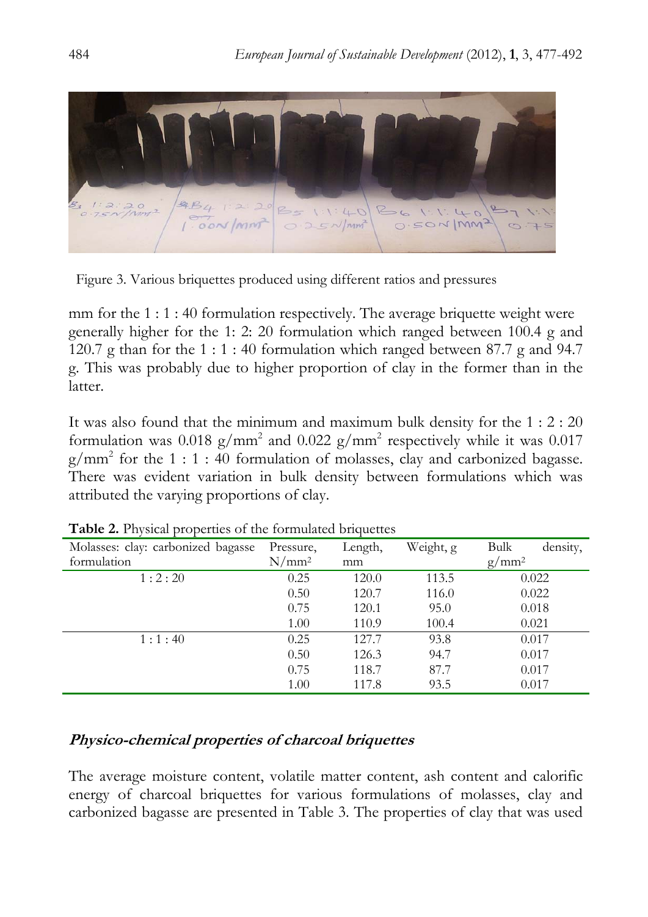Figure 3. Various briquettes produced using different ratios and pressures

mm for the 1 : 1 : 40 formulation respectively. The average briquette weight were generally higher for the 1: 2: 20 formulation which ranged between 100.4 g and 120.7 g than for the 1 : 1 : 40 formulation which ranged between 87.7 g and 94.7 g. This was probably due to higher proportion of clay in the former than in the latter.

It was also found that the minimum and maximum bulk density for the 1 : 2 : 20 formulation was 0.018 g/mm$^2$ and 0.022 g/mm$^2$ respectively while it was 0.017 g/mm$^2$ for the 1 : 1 : 40 formulation of molasses, clay and carbonized bagasse. There was evident variation in bulk density between formulations which was attributed the varying proportions of clay.

**Table 2.** Physical properties of the formulated briquettes

| Molasses: clay: carbonized bagasse formulation | Pressure, N/mm$^2$ | Length, mm | Weight, g | Bulk density, g/mm$^2$ |
|---|---|---|---|---|
| 1 : 2 : 20 | 0.25 | 120.0 | 113.5 | 0.022 |
| | 0.50 | 120.7 | 116.0 | 0.022 |
| | 0.75 | 120.1 | 95.0 | 0.018 |
| | 1.00 | 110.9 | 100.4 | 0.021 |
| 1 : 1 : 40 | 0.25 | 127.7 | 93.8 | 0.017 |
| | 0.50 | 126.3 | 94.7 | 0.017 |
| | 0.75 | 118.7 | 87.7 | 0.017 |
| | 1.00 | 117.8 | 93.5 | 0.017 |

### *Physico-chemical properties of charcoal briquettes*

The average moisture content, volatile matter content, ash content and calorific energy of charcoal briquettes for various formulations of molasses, clay and carbonized bagasse are presented in Table 3. The properties of clay that was used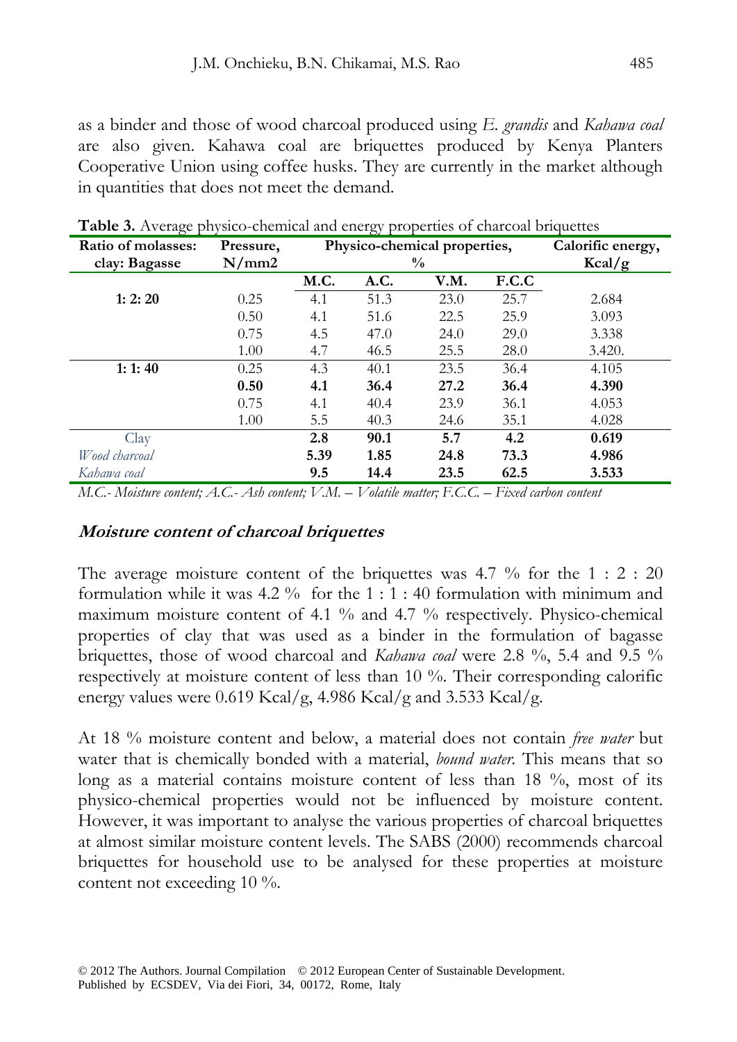as a binder and those of wood charcoal produced using *E. grandis* and *Kahawa coal* are also given. Kahawa coal are briquettes produced by Kenya Planters Cooperative Union using coffee husks. They are currently in the market although in quantities that does not meet the demand.

**Table 3.** Average physico-chemical and energy properties of charcoal briquettes

| Ratio of molasses: clay: Bagasse | Pressure, N/mm2 | Physico-chemical properties, % | | | | Calorific energy, Kcal/g |
|---|---|---|---|---|---|---|
| | | M.C. | A.C. | V.M. | F.C.C | |
| **1: 2: 20** | 0.25 | 4.1 | 51.3 | 23.0 | 25.7 | 2.684 |
| | 0.50 | 4.1 | 51.6 | 22.5 | 25.9 | 3.093 |
| | 0.75 | 4.5 | 47.0 | 24.0 | 29.0 | 3.338 |
| | 1.00 | 4.7 | 46.5 | 25.5 | 28.0 | 3.420. |
| **1: 1: 40** | 0.25 | 4.3 | 40.1 | 23.5 | 36.4 | 4.105 |
| | **0.50** | **4.1** | **36.4** | **27.2** | **36.4** | **4.390** |
| | 0.75 | 4.1 | 40.4 | 23.9 | 36.1 | 4.053 |
| | 1.00 | 5.5 | 40.3 | 24.6 | 35.1 | 4.028 |
| Clay | | **2.8** | **90.1** | **5.7** | **4.2** | **0.619** |
| *Wood charcoal* | | **5.39** | **1.85** | **24.8** | **73.3** | **4.986** |
| *Kahawa coal* | | **9.5** | **14.4** | **23.5** | **62.5** | **3.533** |

*M.C.- Moisture content; A.C.- Ash content; V.M. – Volatile matter; F.C.C. – Fixed carbon content*

### *Moisture content of charcoal briquettes*

The average moisture content of the briquettes was 4.7 % for the 1 : 2 : 20 formulation while it was 4.2 % for the 1 : 1 : 40 formulation with minimum and maximum moisture content of 4.1 % and 4.7 % respectively. Physico-chemical properties of clay that was used as a binder in the formulation of bagasse briquettes, those of wood charcoal and *Kahawa coal* were 2.8 %, 5.4 and 9.5 % respectively at moisture content of less than 10 %. Their corresponding calorific energy values were 0.619 Kcal/g, 4.986 Kcal/g and 3.533 Kcal/g.

At 18 % moisture content and below, a material does not contain *free water* but water that is chemically bonded with a material, *bound water*. This means that so long as a material contains moisture content of less than 18 %, most of its physico-chemical properties would not be influenced by moisture content. However, it was important to analyse the various properties of charcoal briquettes at almost similar moisture content levels. The SABS (2000) recommends charcoal briquettes for household use to be analysed for these properties at moisture content not exceeding 10 %.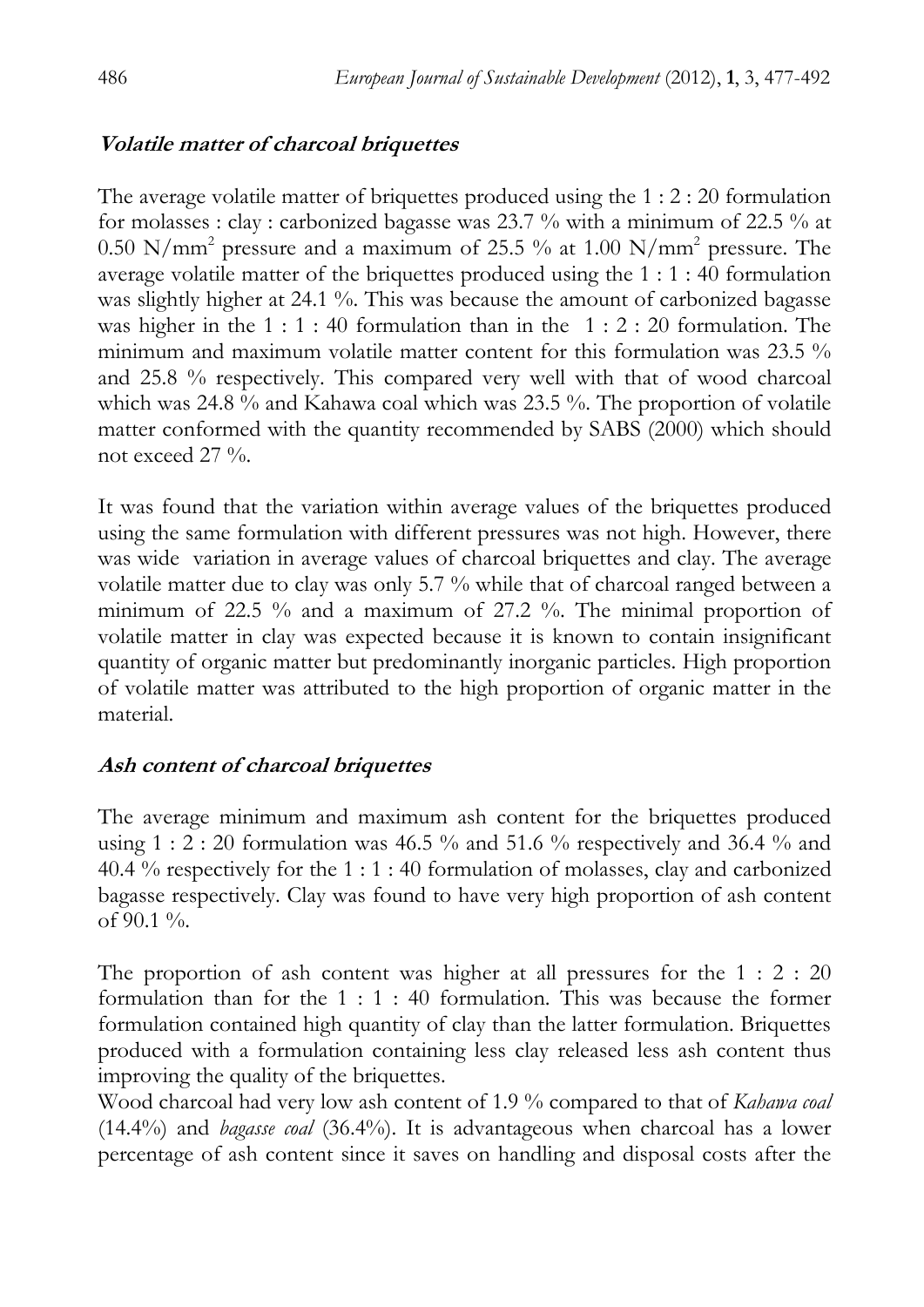### ***Volatile matter of charcoal briquettes***

The average volatile matter of briquettes produced using the 1 : 2 : 20 formulation for molasses : clay : carbonized bagasse was 23.7 % with a minimum of 22.5 % at 0.50 $N/mm^2$ pressure and a maximum of 25.5 % at 1.00 $N/mm^2$ pressure. The average volatile matter of the briquettes produced using the 1 : 1 : 40 formulation was slightly higher at 24.1 %. This was because the amount of carbonized bagasse was higher in the 1 : 1 : 40 formulation than in the 1 : 2 : 20 formulation. The minimum and maximum volatile matter content for this formulation was 23.5 % and 25.8 % respectively. This compared very well with that of wood charcoal which was 24.8 % and Kahawa coal which was 23.5 %. The proportion of volatile matter conformed with the quantity recommended by SABS (2000) which should not exceed 27 %.

It was found that the variation within average values of the briquettes produced using the same formulation with different pressures was not high. However, there was wide variation in average values of charcoal briquettes and clay. The average volatile matter due to clay was only 5.7 % while that of charcoal ranged between a minimum of 22.5 % and a maximum of 27.2 %. The minimal proportion of volatile matter in clay was expected because it is known to contain insignificant quantity of organic matter but predominantly inorganic particles. High proportion of volatile matter was attributed to the high proportion of organic matter in the material.

### ***Ash content of charcoal briquettes***

The average minimum and maximum ash content for the briquettes produced using 1 : 2 : 20 formulation was 46.5 % and 51.6 % respectively and 36.4 % and 40.4 % respectively for the 1 : 1 : 40 formulation of molasses, clay and carbonized bagasse respectively. Clay was found to have very high proportion of ash content of 90.1 %.

The proportion of ash content was higher at all pressures for the 1 : 2 : 20 formulation than for the 1 : 1 : 40 formulation. This was because the former formulation contained high quantity of clay than the latter formulation. Briquettes produced with a formulation containing less clay released less ash content thus improving the quality of the briquettes.

Wood charcoal had very low ash content of 1.9 % compared to that of *Kahawa coal* (14.4%) and *bagasse coal* (36.4%). It is advantageous when charcoal has a lower percentage of ash content since it saves on handling and disposal costs after the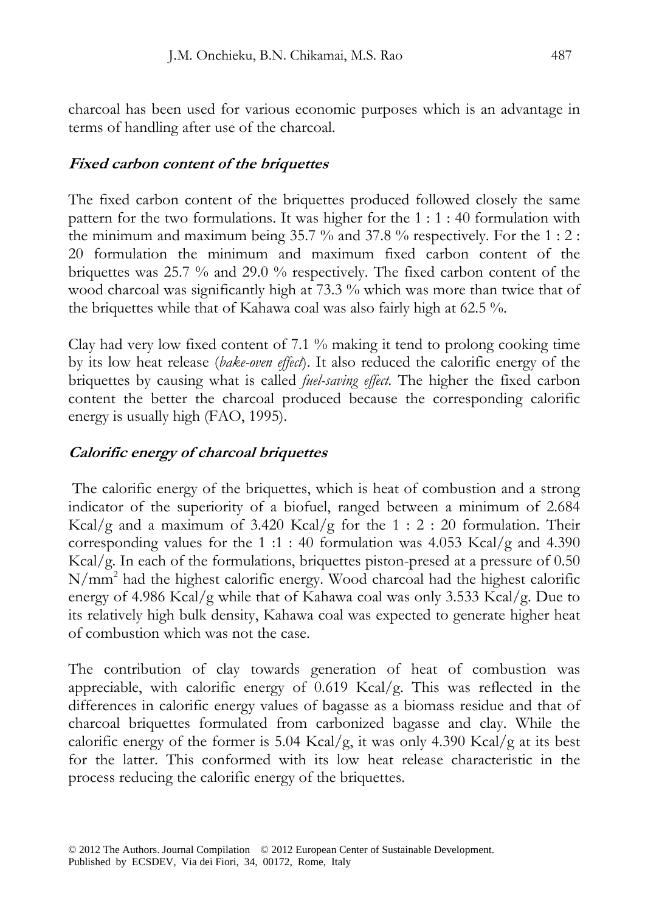charcoal has been used for various economic purposes which is an advantage in terms of handling after use of the charcoal.

### *Fixed carbon content of the briquettes*

The fixed carbon content of the briquettes produced followed closely the same pattern for the two formulations. It was higher for the 1 : 1 : 40 formulation with the minimum and maximum being 35.7 % and 37.8 % respectively. For the 1 : 2 : 20 formulation the minimum and maximum fixed carbon content of the briquettes was 25.7 % and 29.0 % respectively. The fixed carbon content of the wood charcoal was significantly high at 73.3 % which was more than twice that of the briquettes while that of Kahawa coal was also fairly high at 62.5 %.

Clay had very low fixed content of 7.1 % making it tend to prolong cooking time by its low heat release (*bake-oven effect*). It also reduced the calorific energy of the briquettes by causing what is called *fuel-saving effect.* The higher the fixed carbon content the better the charcoal produced because the corresponding calorific energy is usually high (FAO, 1995).

### *Calorific energy of charcoal briquettes*

The calorific energy of the briquettes, which is heat of combustion and a strong indicator of the superiority of a biofuel, ranged between a minimum of 2.684 Kcal/g and a maximum of 3.420 Kcal/g for the 1 : 2 : 20 formulation. Their corresponding values for the 1 :1 : 40 formulation was 4.053 Kcal/g and 4.390 Kcal/g. In each of the formulations, briquettes piston-presed at a pressure of 0.50 $N/mm^2$ had the highest calorific energy. Wood charcoal had the highest calorific energy of 4.986 Kcal/g while that of Kahawa coal was only 3.533 Kcal/g. Due to its relatively high bulk density, Kahawa coal was expected to generate higher heat of combustion which was not the case.

The contribution of clay towards generation of heat of combustion was appreciable, with calorific energy of 0.619 Kcal/g. This was reflected in the differences in calorific energy values of bagasse as a biomass residue and that of charcoal briquettes formulated from carbonized bagasse and clay. While the calorific energy of the former is 5.04 Kcal/g, it was only 4.390 Kcal/g at its best for the latter. This conformed with its low heat release characteristic in the process reducing the calorific energy of the briquettes.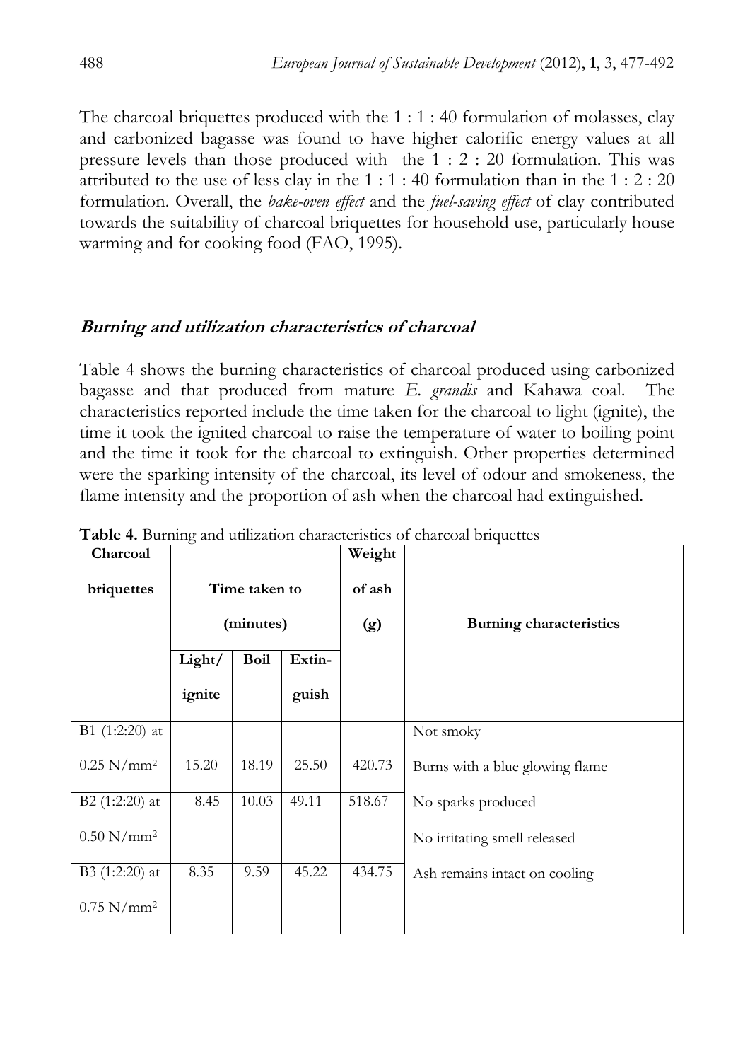The charcoal briquettes produced with the 1 : 1 : 40 formulation of molasses, clay and carbonized bagasse was found to have higher calorific energy values at all pressure levels than those produced with the 1 : 2 : 20 formulation. This was attributed to the use of less clay in the 1 : 1 : 40 formulation than in the 1 : 2 : 20 formulation. Overall, the *bake-oven effect* and the *fuel-saving effect* of clay contributed towards the suitability of charcoal briquettes for household use, particularly house warming and for cooking food (FAO, 1995).

## *Burning and utilization characteristics of charcoal*

Table 4 shows the burning characteristics of charcoal produced using carbonized bagasse and that produced from mature *E. grandis* and Kahawa coal. The characteristics reported include the time taken for the charcoal to light (ignite), the time it took the ignited charcoal to raise the temperature of water to boiling point and the time it took for the charcoal to extinguish. Other properties determined were the sparking intensity of the charcoal, its level of odour and smokeness, the flame intensity and the proportion of ash when the charcoal had extinguished.

**Table 4.** Burning and utilization characteristics of charcoal briquettes

| Charcoal briquettes | Time taken to (minutes) | | | Weight of ash (g) | Burning characteristics |
|---|---|---|---|---|---|
| | Light/ ignite | Boil | Extin-guish | | |
| B1 (1:2:20) at 0.25 $N/mm^2$ | 15.20 | 18.19 | 25.50 | 420.73 | Not smoky<br>Burns with a blue glowing flame |
| B2 (1:2:20) at 0.50 $N/mm^2$ | 8.45 | 10.03 | 49.11 | 518.67 | No sparks produced<br>No irritating smell released |
| B3 (1:2:20) at 0.75 $N/mm^2$ | 8.35 | 9.59 | 45.22 | 434.75 | Ash remains intact on cooling |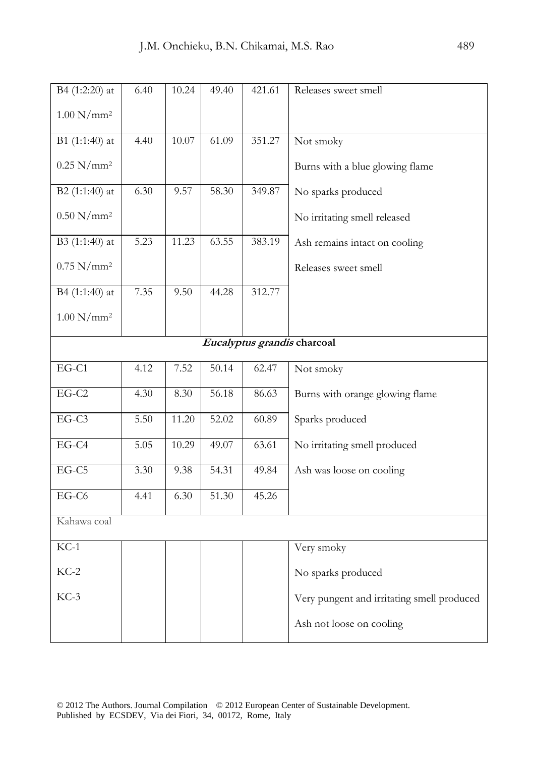| | | | | | |
|---|---|---|---|---|---|
| B4 (1:2:20) at 1.00 N/mm² | 6.40 | 10.24 | 49.40 | 421.61 | Releases sweet smell |
| B1 (1:1:40) at 0.25 N/mm² | 4.40 | 10.07 | 61.09 | 351.27 | Not smoky<br>Burns with a blue glowing flame |
| B2 (1:1:40) at 0.50 N/mm² | 6.30 | 9.57 | 58.30 | 349.87 | No sparks produced<br>No irritating smell released |
| B3 (1:1:40) at 0.75 N/mm² | 5.23 | 11.23 | 63.55 | 383.19 | Ash remains intact on cooling<br>Releases sweet smell |
| B4 (1:1:40) at 1.00 N/mm² | 7.35 | 9.50 | 44.28 | 312.77 | |
| ***Eucalyptus grandis* charcoal** | | | | | |
| EG-C1 | 4.12 | 7.52 | 50.14 | 62.47 | Not smoky |
| EG-C2 | 4.30 | 8.30 | 56.18 | 86.63 | Burns with orange glowing flame |
| EG-C3 | 5.50 | 11.20 | 52.02 | 60.89 | Sparks produced |
| EG-C4 | 5.05 | 10.29 | 49.07 | 63.61 | No irritating smell produced |
| EG-C5 | 3.30 | 9.38 | 54.31 | 49.84 | Ash was loose on cooling |
| EG-C6 | 4.41 | 6.30 | 51.30 | 45.26 | |
| Kahawa coal | | | | | |
| KC-1<br>KC-2<br>KC-3 | | | | | Very smoky<br>No sparks produced<br>Very pungent and irritating smell produced<br>Ash not loose on cooling |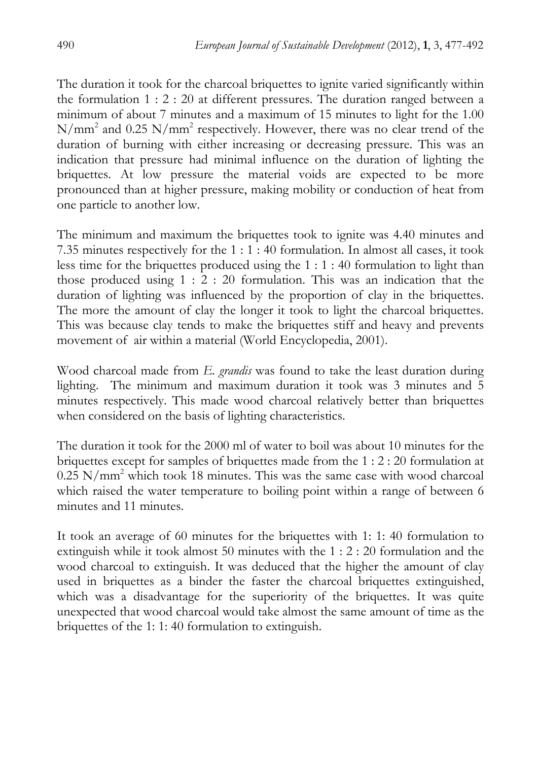The duration it took for the charcoal briquettes to ignite varied significantly within the formulation 1 : 2 : 20 at different pressures. The duration ranged between a minimum of about 7 minutes and a maximum of 15 minutes to light for the 1.00 $N/mm^2$ and 0.25 $N/mm^2$ respectively. However, there was no clear trend of the duration of burning with either increasing or decreasing pressure. This was an indication that pressure had minimal influence on the duration of lighting the briquettes. At low pressure the material voids are expected to be more pronounced than at higher pressure, making mobility or conduction of heat from one particle to another low.

The minimum and maximum the briquettes took to ignite was 4.40 minutes and 7.35 minutes respectively for the 1 : 1 : 40 formulation. In almost all cases, it took less time for the briquettes produced using the 1 : 1 : 40 formulation to light than those produced using 1 : 2 : 20 formulation. This was an indication that the duration of lighting was influenced by the proportion of clay in the briquettes. The more the amount of clay the longer it took to light the charcoal briquettes. This was because clay tends to make the briquettes stiff and heavy and prevents movement of air within a material (World Encyclopedia, 2001).

Wood charcoal made from *E. grandis* was found to take the least duration during lighting. The minimum and maximum duration it took was 3 minutes and 5 minutes respectively. This made wood charcoal relatively better than briquettes when considered on the basis of lighting characteristics.

The duration it took for the 2000 ml of water to boil was about 10 minutes for the briquettes except for samples of briquettes made from the 1 : 2 : 20 formulation at 0.25 $N/mm^2$ which took 18 minutes. This was the same case with wood charcoal which raised the water temperature to boiling point within a range of between 6 minutes and 11 minutes.

It took an average of 60 minutes for the briquettes with 1: 1: 40 formulation to extinguish while it took almost 50 minutes with the 1 : 2 : 20 formulation and the wood charcoal to extinguish. It was deduced that the higher the amount of clay used in briquettes as a binder the faster the charcoal briquettes extinguished, which was a disadvantage for the superiority of the briquettes. It was quite unexpected that wood charcoal would take almost the same amount of time as the briquettes of the 1: 1: 40 formulation to extinguish.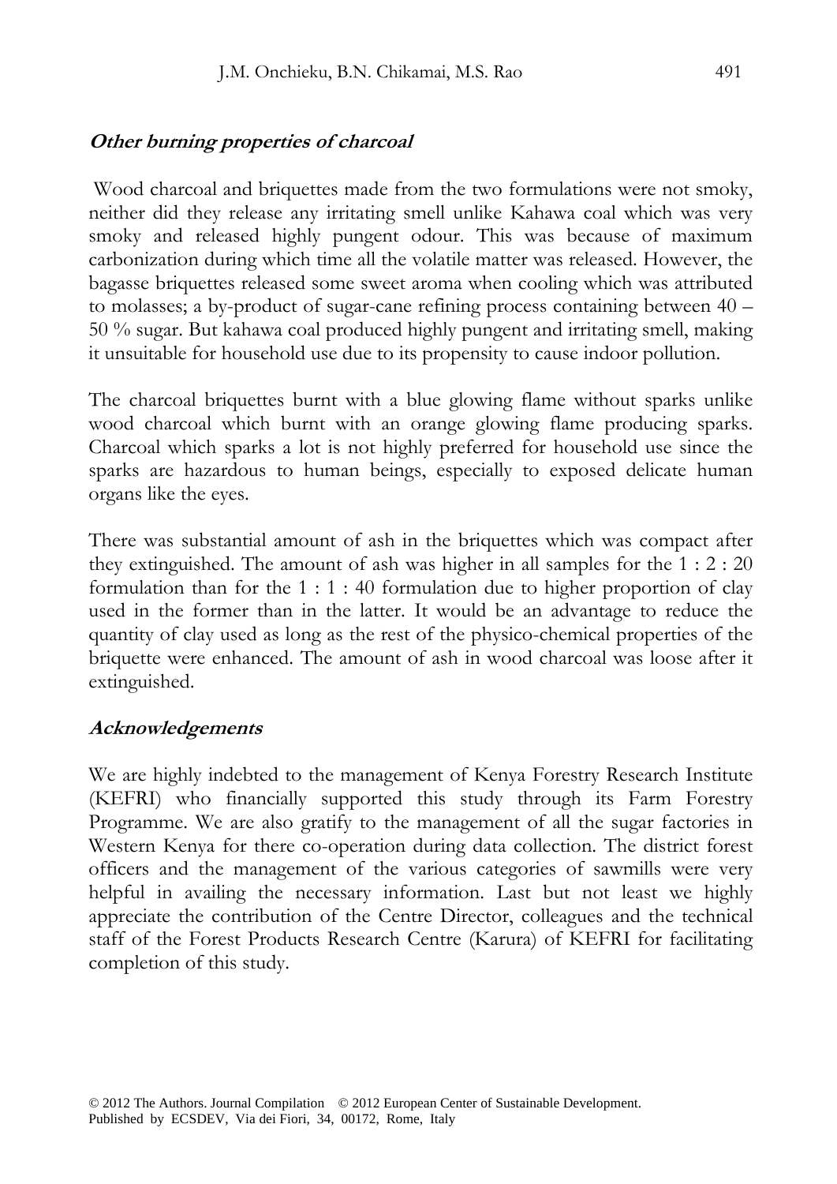### ***Other burning properties of charcoal***

Wood charcoal and briquettes made from the two formulations were not smoky, neither did they release any irritating smell unlike Kahawa coal which was very smoky and released highly pungent odour. This was because of maximum carbonization during which time all the volatile matter was released. However, the bagasse briquettes released some sweet aroma when cooling which was attributed to molasses; a by-product of sugar-cane refining process containing between 40 – 50 % sugar. But kahawa coal produced highly pungent and irritating smell, making it unsuitable for household use due to its propensity to cause indoor pollution.

The charcoal briquettes burnt with a blue glowing flame without sparks unlike wood charcoal which burnt with an orange glowing flame producing sparks. Charcoal which sparks a lot is not highly preferred for household use since the sparks are hazardous to human beings, especially to exposed delicate human organs like the eyes.

There was substantial amount of ash in the briquettes which was compact after they extinguished. The amount of ash was higher in all samples for the 1 : 2 : 20 formulation than for the 1 : 1 : 40 formulation due to higher proportion of clay used in the former than in the latter. It would be an advantage to reduce the quantity of clay used as long as the rest of the physico-chemical properties of the briquette were enhanced. The amount of ash in wood charcoal was loose after it extinguished.

### ***Acknowledgements***

We are highly indebted to the management of Kenya Forestry Research Institute (KEFRI) who financially supported this study through its Farm Forestry Programme. We are also gratify to the management of all the sugar factories in Western Kenya for there co-operation during data collection. The district forest officers and the management of the various categories of sawmills were very helpful in availing the necessary information. Last but not least we highly appreciate the contribution of the Centre Director, colleagues and the technical staff of the Forest Products Research Centre (Karura) of KEFRI for facilitating completion of this study.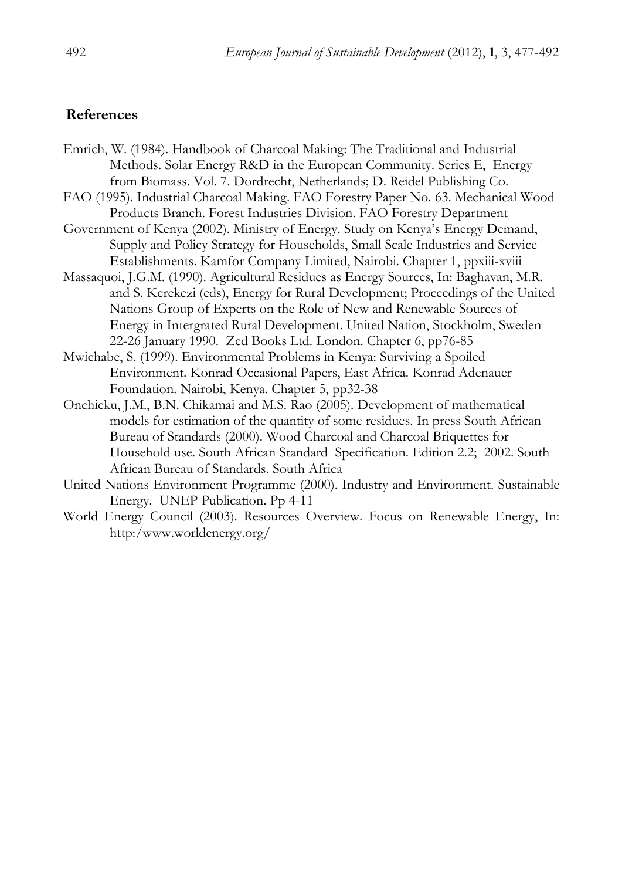## References

Emrich, W. (1984). Handbook of Charcoal Making: The Traditional and Industrial Methods. Solar Energy R&D in the European Community. Series E, Energy from Biomass. Vol. 7. Dordrecht, Netherlands; D. Reidel Publishing Co.

FAO (1995). Industrial Charcoal Making. FAO Forestry Paper No. 63. Mechanical Wood Products Branch. Forest Industries Division. FAO Forestry Department

Government of Kenya (2002). Ministry of Energy. Study on Kenya's Energy Demand, Supply and Policy Strategy for Households, Small Scale Industries and Service Establishments. Kamfor Company Limited, Nairobi. Chapter 1, ppxiii-xviii

Massaquoi, J.G.M. (1990). Agricultural Residues as Energy Sources, In: Baghavan, M.R. and S. Kerekezi (eds), Energy for Rural Development; Proceedings of the United Nations Group of Experts on the Role of New and Renewable Sources of Energy in Intergrated Rural Development. United Nation, Stockholm, Sweden 22-26 January 1990. Zed Books Ltd. London. Chapter 6, pp76-85

Mwichabe, S. (1999). Environmental Problems in Kenya: Surviving a Spoiled Environment. Konrad Occasional Papers, East Africa. Konrad Adenauer Foundation. Nairobi, Kenya. Chapter 5, pp32-38

Onchieku, J.M., B.N. Chikamai and M.S. Rao (2005). Development of mathematical models for estimation of the quantity of some residues. In press South African Bureau of Standards (2000). Wood Charcoal and Charcoal Briquettes for Household use. South African Standard Specification. Edition 2.2; 2002. South African Bureau of Standards. South Africa

United Nations Environment Programme (2000). Industry and Environment. Sustainable Energy. UNEP Publication. Pp 4-11

World Energy Council (2003). Resources Overview. Focus on Renewable Energy, In: http:/www.worldenergy.org/